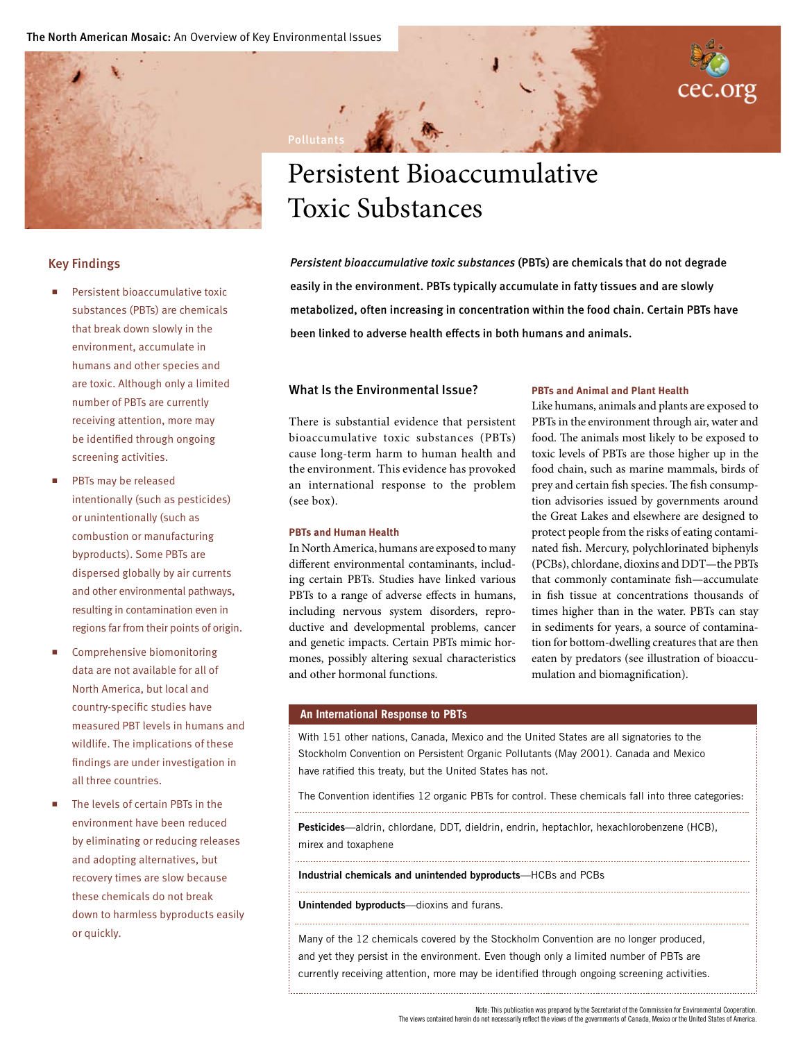Pollutants

# Persistent Bioaccumulative Toxic Substances

*Persistent bioaccumulative toxic substances* (PBTs) are chemicals that do not degrade easily in the environment. PBTs typically accumulate in fatty tissues and are slowly metabolized, often increasing in concentration within the food chain. Certain PBTs have been linked to adverse health effects in both humans and animals.

## Key Findings

- Persistent bioaccumulative toxic substances (PBTs) are chemicals that break down slowly in the environment, accumulate in humans and other species and are toxic. Although only a limited number of PBTs are currently receiving attention, more may be identified through ongoing screening activities.
- PBTs may be released intentionally (such as pesticides) or unintentionally (such as combustion or manufacturing byproducts). Some PBTs are dispersed globally by air currents and other environmental pathways, resulting in contamination even in regions far from their points of origin.
- Comprehensive biomonitoring data are not available for all of North America, but local and country-specific studies have measured PBT levels in humans and wildlife. The implications of these findings are under investigation in all three countries.
- The levels of certain PBTs in the environment have been reduced by eliminating or reducing releases and adopting alternatives, but recovery times are slow because these chemicals do not break down to harmless byproducts easily or quickly.

## What Is the Environmental Issue?

There is substantial evidence that persistent bioaccumulative toxic substances (PBTs) cause long-term harm to human health and the environment. This evidence has provoked an international response to the problem (see box).

### PBTs and Human Health

In North America, humans are exposed to many different environmental contaminants, including certain PBTs. Studies have linked various PBTs to a range of adverse effects in humans, including nervous system disorders, reproductive and developmental problems, cancer and genetic impacts. Certain PBTs mimic hormones, possibly altering sexual characteristics and other hormonal functions.

### PBTs and Animal and Plant Health

Like humans, animals and plants are exposed to PBTs in the environment through air, water and food. The animals most likely to be exposed to toxic levels of PBTs are those higher up in the food chain, such as marine mammals, birds of prey and certain fish species. The fish consumption advisories issued by governments around the Great Lakes and elsewhere are designed to protect people from the risks of eating contaminated fish. Mercury, polychlorinated biphenyls (PCBs), chlordane, dioxins and DDT—the PBTs that commonly contaminate fish—accumulate in fish tissue at concentrations thousands of times higher than in the water. PBTs can stay in sediments for years, a source of contamination for bottom-dwelling creatures that are then eaten by predators (see illustration of bioaccumulation and biomagnification).

### An International Response to PBTs

With 151 other nations, Canada, Mexico and the United States are all signatories to the Stockholm Convention on Persistent Organic Pollutants (May 2001). Canada and Mexico have ratified this treaty, but the United States has not.

The Convention identifies 12 organic PBTs for control. These chemicals fall into three categories:

**Pesticides**—aldrin, chlordane, DDT, dieldrin, endrin, heptachlor, hexachlorobenzene (HCB), mirex and toxaphene

**Industrial chemicals and unintended byproducts**—HCBs and PCBs

**Unintended byproducts**—dioxins and furans.

Many of the 12 chemicals covered by the Stockholm Convention are no longer produced, and yet they persist in the environment. Even though only a limited number of PBTs are currently receiving attention, more may be identified through ongoing screening activities.

Note: This publication was prepared by the Secretariat of the Commission for Environmental Cooperation. The views contained herein do not necessarily reflect the views of the governments of Canada, Mexico or the United States of America.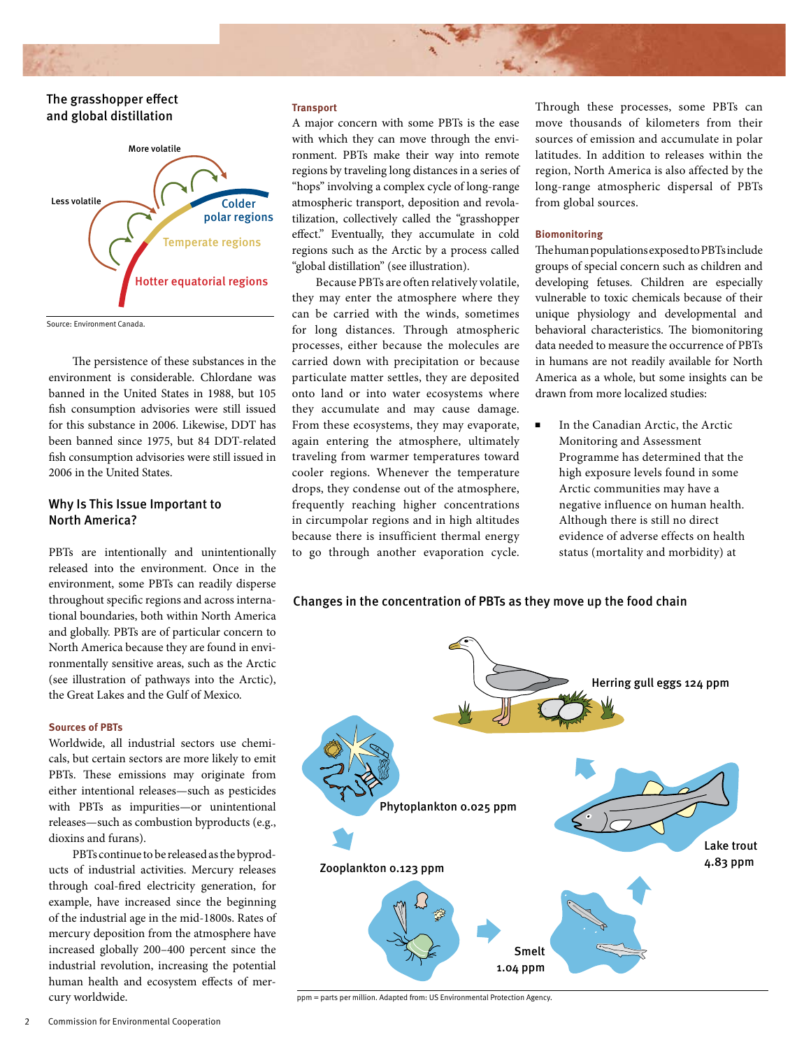### The grasshopper effect and global distillation

More volatile

Less volatile

Colder polar regions

Temperate regions

Hotter equatorial regions

Source: Environment Canada.

The persistence of these substances in the environment is considerable. Chlordane was banned in the United States in 1988, but 105 fish consumption advisories were still issued for this substance in 2006. Likewise, DDT has been banned since 1975, but 84 DDT-related fish consumption advisories were still issued in 2006 in the United States.

## Why Is This Issue Important to North America?

PBTs are intentionally and unintentionally released into the environment. Once in the environment, some PBTs can readily disperse throughout specific regions and across international boundaries, both within North America and globally. PBTs are of particular concern to North America because they are found in environmentally sensitive areas, such as the Arctic (see illustration of pathways into the Arctic), the Great Lakes and the Gulf of Mexico.

### Sources of PBTs

Worldwide, all industrial sectors use chemicals, but certain sectors are more likely to emit PBTs. These emissions may originate from either intentional releases—such as pesticides with PBTs as impurities—or unintentional releases—such as combustion byproducts (e.g., dioxins and furans).

PBTs continue to be released as the byproducts of industrial activities. Mercury releases through coal-fired electricity generation, for example, have increased since the beginning of the industrial age in the mid-1800s. Rates of mercury deposition from the atmosphere have increased globally 200–400 percent since the industrial revolution, increasing the potential human health and ecosystem effects of mercury worldwide.

### Transport

A major concern with some PBTs is the ease with which they can move through the environment. PBTs make their way into remote regions by traveling long distances in a series of "hops" involving a complex cycle of long-range atmospheric transport, deposition and revolatilization, collectively called the "grasshopper effect." Eventually, they accumulate in cold regions such as the Arctic by a process called "global distillation" (see illustration).

Because PBTs are often relatively volatile, they may enter the atmosphere where they can be carried with the winds, sometimes for long distances. Through atmospheric processes, either because the molecules are carried down with precipitation or because particulate matter settles, they are deposited onto land or into water ecosystems where they accumulate and may cause damage. From these ecosystems, they may evaporate, again entering the atmosphere, ultimately traveling from warmer temperatures toward cooler regions. Whenever the temperature drops, they condense out of the atmosphere, frequently reaching higher concentrations in circumpolar regions and in high altitudes because there is insufficient thermal energy to go through another evaporation cycle.

Through these processes, some PBTs can move thousands of kilometers from their sources of emission and accumulate in polar latitudes. In addition to releases within the region, North America is also affected by the long-range atmospheric dispersal of PBTs from global sources.

### Biomonitoring

The human populations exposed to PBTs include groups of special concern such as children and developing fetuses. Children are especially vulnerable to toxic chemicals because of their unique physiology and developmental and behavioral characteristics. The biomonitoring data needed to measure the occurrence of PBTs in humans are not readily available for North America as a whole, but some insights can be drawn from more localized studies:

- In the Canadian Arctic, the Arctic Monitoring and Assessment Programme has determined that the high exposure levels found in some Arctic communities may have a negative influence on human health. Although there is still no direct evidence of adverse effects on health status (mortality and morbidity) at

### Changes in the concentration of PBTs as they move up the food chain

Herring gull eggs 124 ppm

Phytoplankton 0.025 ppm

Lake trout 4.83 ppm

Zooplankton 0.123 ppm

Smelt 1.04 ppm

ppm = parts per million. Adapted from: US Environmental Protection Agency.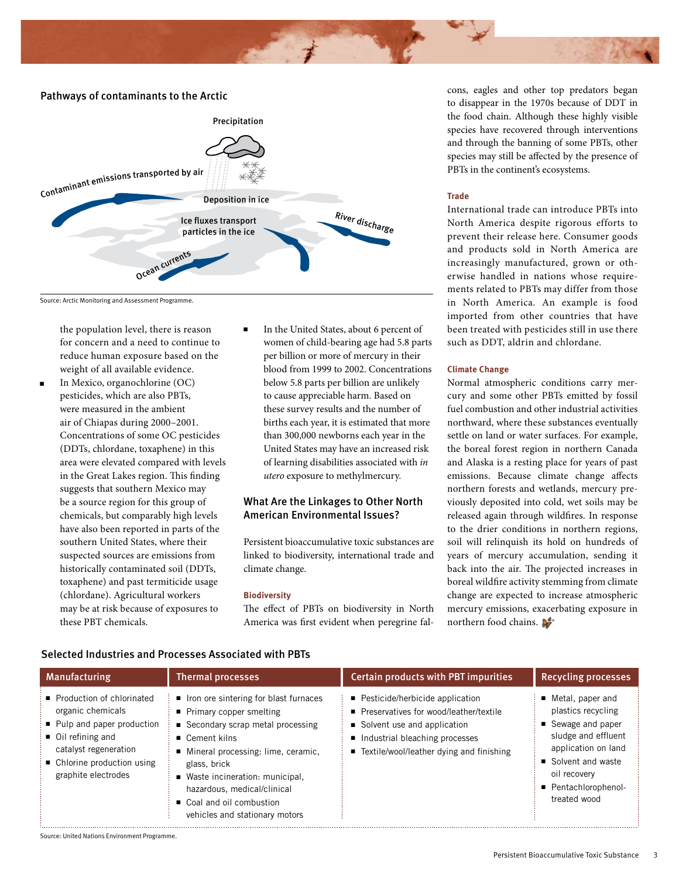## Pathways of contaminants to the Arctic

Precipitation

Contaminant emissions transported by air

Deposition in ice

Ice fluxes transport particles in the ice

River discharge

Ocean currents

Source: Arctic Monitoring and Assessment Programme.

the population level, there is reason for concern and a need to continue to reduce human exposure based on the weight of all available evidence.

- In Mexico, organochlorine (OC) pesticides, which are also PBTs, were measured in the ambient air of Chiapas during 2000–2001. Concentrations of some OC pesticides (DDTs, chlordane, toxaphene) in this area were elevated compared with levels in the Great Lakes region. This finding suggests that southern Mexico may be a source region for this group of chemicals, but comparably high levels have also been reported in parts of the southern United States, where their suspected sources are emissions from historically contaminated soil (DDTs, toxaphene) and past termiticide usage (chlordane). Agricultural workers may be at risk because of exposures to these PBT chemicals.
- In the United States, about 6 percent of women of child-bearing age had 5.8 parts per billion or more of mercury in their blood from 1999 to 2002. Concentrations below 5.8 parts per billion are unlikely to cause appreciable harm. Based on these survey results and the number of births each year, it is estimated that more than 300,000 newborns each year in the United States may have an increased risk of learning disabilities associated with *in utero* exposure to methylmercury.

## What Are the Linkages to Other North American Environmental Issues?

Persistent bioaccumulative toxic substances are linked to biodiversity, international trade and climate change.

### Biodiversity

The effect of PBTs on biodiversity in North America was first evident when peregrine falcons, eagles and other top predators began to disappear in the 1970s because of DDT in the food chain. Although these highly visible species have recovered through interventions and through the banning of some PBTs, other species may still be affected by the presence of PBTs in the continent's ecosystems.

### Trade

International trade can introduce PBTs into North America despite rigorous efforts to prevent their release here. Consumer goods and products sold in North America are increasingly manufactured, grown or otherwise handled in nations whose requirements related to PBTs may differ from those in North America. An example is food imported from other countries that have been treated with pesticides still in use there such as DDT, aldrin and chlordane.

### Climate Change

Normal atmospheric conditions carry mercury and some other PBTs emitted by fossil fuel combustion and other industrial activities northward, where these substances eventually settle on land or water surfaces. For example, the boreal forest region in northern Canada and Alaska is a resting place for years of past emissions. Because climate change affects northern forests and wetlands, mercury previously deposited into cold, wet soils may be released again through wildfires. In response to the drier conditions in northern regions, soil will relinquish its hold on hundreds of years of mercury accumulation, sending it back into the air. The projected increases in boreal wildfire activity stemming from climate change are expected to increase atmospheric mercury emissions, exacerbating exposure in northern food chains.

## Selected Industries and Processes Associated with PBTs

| Manufacturing | Thermal processes | Certain products with PBT impurities | Recycling processes |
|---|---|---|---|
| ■ Production of chlorinated organic chemicals<br>■ Pulp and paper production<br>■ Oil refining and catalyst regeneration<br>■ Chlorine production using graphite electrodes | ■ Iron ore sintering for blast furnaces<br>■ Primary copper smelting<br>■ Secondary scrap metal processing<br>■ Cement kilns<br>■ Mineral processing: lime, ceramic, glass, brick<br>■ Waste incineration: municipal, hazardous, medical/clinical<br>■ Coal and oil combustion vehicles and stationary motors | ■ Pesticide/herbicide application<br>■ Preservatives for wood/leather/textile<br>■ Solvent use and application<br>■ Industrial bleaching processes<br>■ Textile/wool/leather dying and finishing | ■ Metal, paper and plastics recycling<br>■ Sewage and paper sludge and effluent application on land<br>■ Solvent and waste oil recovery<br>■ Pentachlorophenol-treated wood |

Source: United Nations Environment Programme.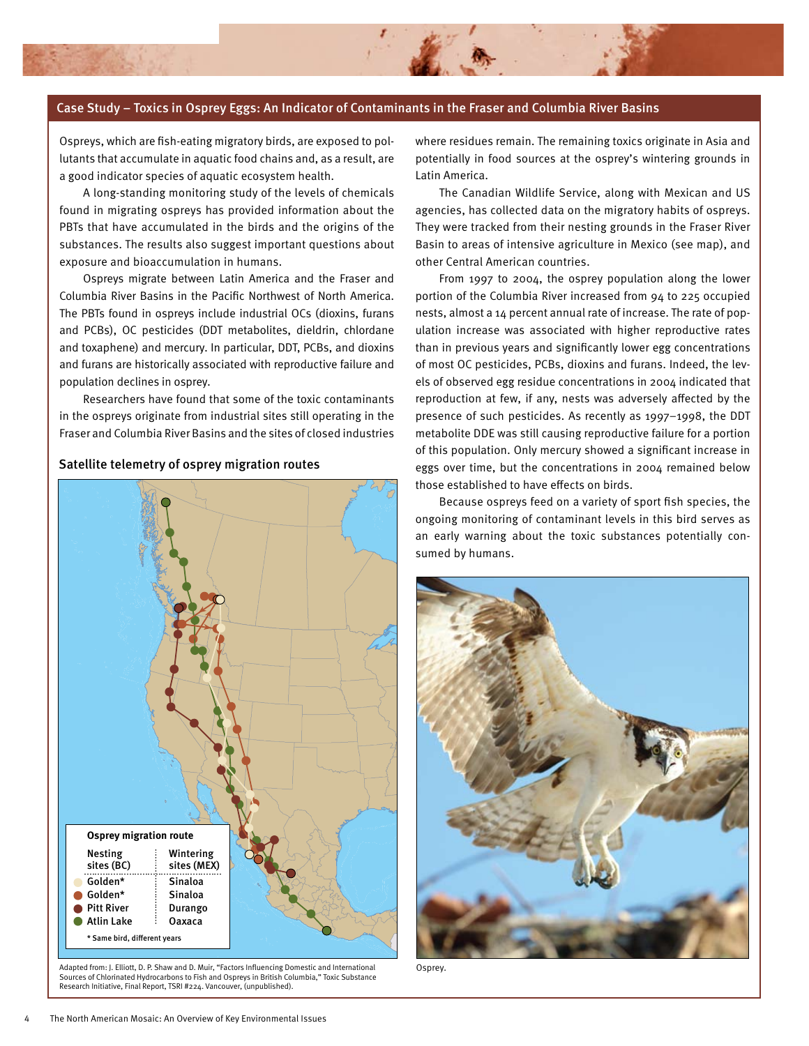## Case Study – Toxics in Osprey Eggs: An Indicator of Contaminants in the Fraser and Columbia River Basins

Ospreys, which are fish-eating migratory birds, are exposed to pollutants that accumulate in aquatic food chains and, as a result, are a good indicator species of aquatic ecosystem health.

A long-standing monitoring study of the levels of chemicals found in migrating ospreys has provided information about the PBTs that have accumulated in the birds and the origins of the substances. The results also suggest important questions about exposure and bioaccumulation in humans.

Ospreys migrate between Latin America and the Fraser and Columbia River Basins in the Pacific Northwest of North America. The PBTs found in ospreys include industrial OCs (dioxins, furans and PCBs), OC pesticides (DDT metabolites, dieldrin, chlordane and toxaphene) and mercury. In particular, DDT, PCBs, and dioxins and furans are historically associated with reproductive failure and population declines in osprey.

Researchers have found that some of the toxic contaminants in the ospreys originate from industrial sites still operating in the Fraser and Columbia River Basins and the sites of closed industries where residues remain. The remaining toxics originate in Asia and potentially in food sources at the osprey's wintering grounds in Latin America.

The Canadian Wildlife Service, along with Mexican and US agencies, has collected data on the migratory habits of ospreys. They were tracked from their nesting grounds in the Fraser River Basin to areas of intensive agriculture in Mexico (see map), and other Central American countries.

From 1997 to 2004, the osprey population along the lower portion of the Columbia River increased from 94 to 225 occupied nests, almost a 14 percent annual rate of increase. The rate of population increase was associated with higher reproductive rates than in previous years and significantly lower egg concentrations of most OC pesticides, PCBs, dioxins and furans. Indeed, the levels of observed egg residue concentrations in 2004 indicated that reproduction at few, if any, nests was adversely affected by the presence of such pesticides. As recently as 1997–1998, the DDT metabolite DDE was still causing reproductive failure for a portion of this population. Only mercury showed a significant increase in eggs over time, but the concentrations in 2004 remained below those established to have effects on birds.

Because ospreys feed on a variety of sport fish species, the ongoing monitoring of contaminant levels in this bird serves as an early warning about the toxic substances potentially consumed by humans.

### Satellite telemetry of osprey migration routes

Osprey migration route

Nesting sites (BC) | Wintering sites (MEX)
Golden* | Sinaloa
Golden* | Sinaloa
Pitt River | Durango
Atlin Lake | Oaxaca

* Same bird, different years

Adapted from: J. Elliott, D. P. Shaw and D. Muir, "Factors Influencing Domestic and International Sources of Chlorinated Hydrocarbons to Fish and Ospreys in British Columbia," Toxic Substance Research Initiative, Final Report, TSRI #224. Vancouver, (unpublished).

Osprey.